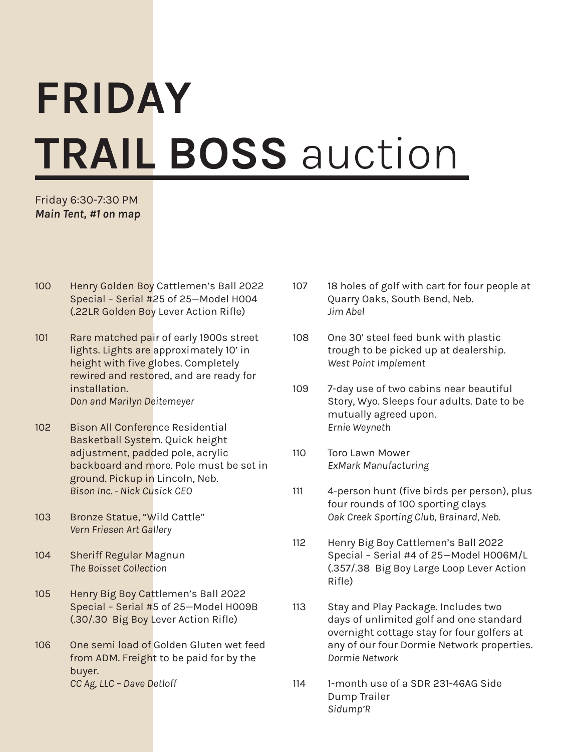# FRIDAY TRAIL BOSS auction

Friday 6:30-7:30 PM
***Main Tent, #1 on map***

100 Henry Golden Boy Cattlemen's Ball 2022 Special – Serial #25 of 25—Model H004 (.22LR Golden Boy Lever Action Rifle)

101 Rare matched pair of early 1900s street lights. Lights are approximately 10' in height with five globes. Completely rewired and restored, and are ready for installation.
*Don and Marilyn Deitemeyer*

102 Bison All Conference Residential Basketball System. Quick height adjustment, padded pole, acrylic backboard and more. Pole must be set in ground. Pickup in Lincoln, Neb.
*Bison Inc. - Nick Cusick CEO*

103 Bronze Statue, "Wild Cattle"
*Vern Friesen Art Gallery*

104 Sheriff Regular Magnun
*The Boisset Collection*

105 Henry Big Boy Cattlemen's Ball 2022 Special – Serial #5 of 25—Model H009B (.30/.30 Big Boy Lever Action Rifle)

106 One semi load of Golden Gluten wet feed from ADM. Freight to be paid for by the buyer.
*CC Ag, LLC – Dave Detloff*

107 18 holes of golf with cart for four people at Quarry Oaks, South Bend, Neb.
*Jim Abel*

108 One 30' steel feed bunk with plastic trough to be picked up at dealership.
*West Point Implement*

109 7-day use of two cabins near beautiful Story, Wyo. Sleeps four adults. Date to be mutually agreed upon.
*Ernie Weyneth*

110 Toro Lawn Mower
*ExMark Manufacturing*

111 4-person hunt (five birds per person), plus four rounds of 100 sporting clays
*Oak Creek Sporting Club, Brainard, Neb.*

112 Henry Big Boy Cattlemen's Ball 2022 Special – Serial #4 of 25—Model H006M/L (.357/.38 Big Boy Large Loop Lever Action Rifle)

113 Stay and Play Package. Includes two days of unlimited golf and one standard overnight cottage stay for four golfers at any of our four Dormie Network properties.
*Dormie Network*

114 1-month use of a SDR 231-46AG Side Dump Trailer
*Sidump'R*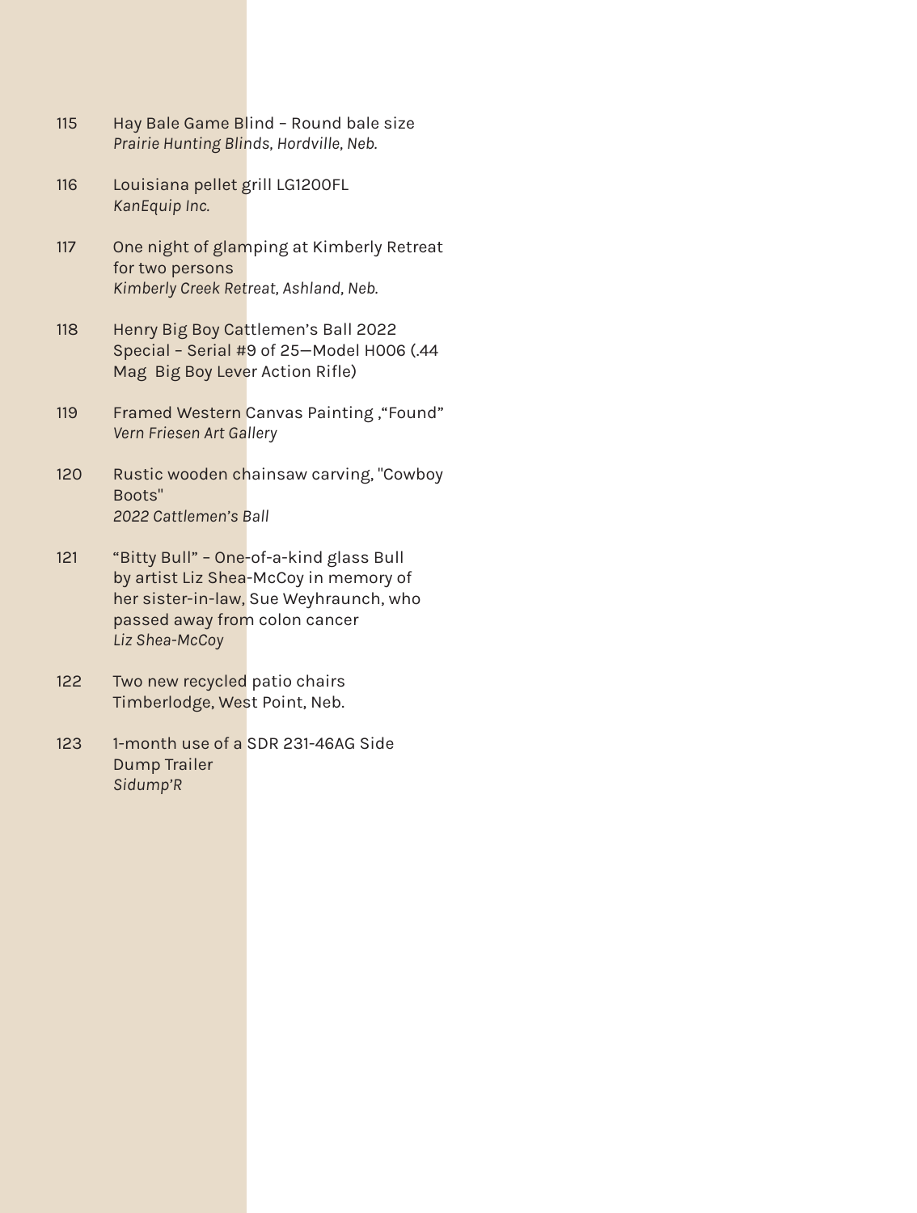115 Hay Bale Game Blind – Round bale size
*Prairie Hunting Blinds, Hordville, Neb.*

116 Louisiana pellet grill LG1200FL
*KanEquip Inc.*

117 One night of glamping at Kimberly Retreat for two persons
*Kimberly Creek Retreat, Ashland, Neb.*

118 Henry Big Boy Cattlemen's Ball 2022 Special – Serial #9 of 25—Model H006 (.44 Mag Big Boy Lever Action Rifle)

119 Framed Western Canvas Painting ,"Found"
*Vern Friesen Art Gallery*

120 Rustic wooden chainsaw carving, "Cowboy Boots"
*2022 Cattlemen's Ball*

121 "Bitty Bull" – One-of-a-kind glass Bull by artist Liz Shea-McCoy in memory of her sister-in-law, Sue Weyhraunch, who passed away from colon cancer
*Liz Shea-McCoy*

122 Two new recycled patio chairs
Timberlodge, West Point, Neb.

123 1-month use of a SDR 231-46AG Side Dump Trailer
*Sidump'R*